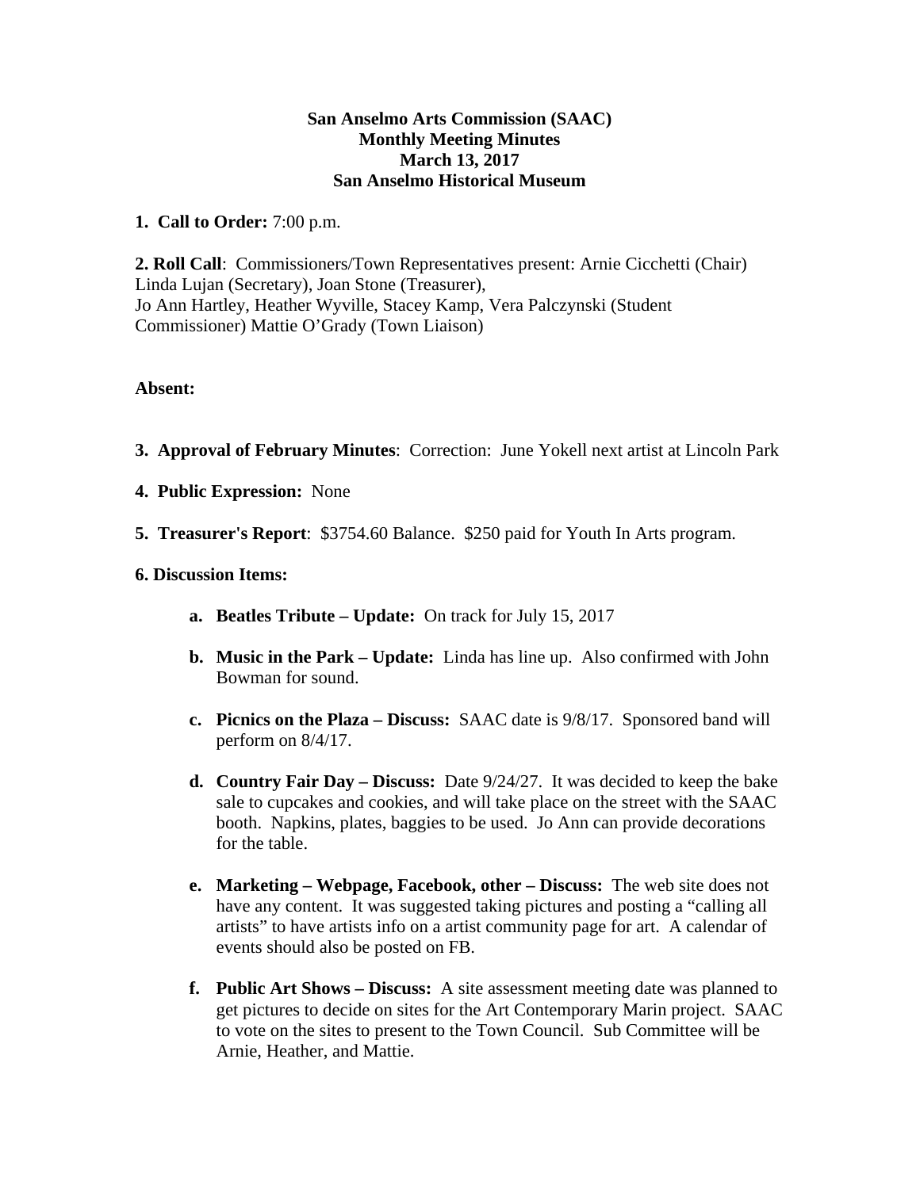**San Anselmo Arts Commission (SAAC)**
**Monthly Meeting Minutes**
**March 13, 2017**
**San Anselmo Historical Museum**

**1. Call to Order:** 7:00 p.m.

**2. Roll Call**: Commissioners/Town Representatives present: Arnie Cicchetti (Chair) Linda Lujan (Secretary), Joan Stone (Treasurer), Jo Ann Hartley, Heather Wyville, Stacey Kamp, Vera Palczynski (Student Commissioner) Mattie O'Grady (Town Liaison)

**Absent:**

**3. Approval of February Minutes**: Correction: June Yokell next artist at Lincoln Park

**4. Public Expression:** None

**5. Treasurer's Report**: $3754.60 Balance. $250 paid for Youth In Arts program.

**6. Discussion Items:**

a. **Beatles Tribute – Update:** On track for July 15, 2017

b. **Music in the Park – Update:** Linda has line up. Also confirmed with John Bowman for sound.

c. **Picnics on the Plaza – Discuss:** SAAC date is 9/8/17. Sponsored band will perform on 8/4/17.

d. **Country Fair Day – Discuss:** Date 9/24/27. It was decided to keep the bake sale to cupcakes and cookies, and will take place on the street with the SAAC booth. Napkins, plates, baggies to be used. Jo Ann can provide decorations for the table.

e. **Marketing – Webpage, Facebook, other – Discuss:** The web site does not have any content. It was suggested taking pictures and posting a "calling all artists" to have artists info on a artist community page for art. A calendar of events should also be posted on FB.

f. **Public Art Shows – Discuss:** A site assessment meeting date was planned to get pictures to decide on sites for the Art Contemporary Marin project. SAAC to vote on the sites to present to the Town Council. Sub Committee will be Arnie, Heather, and Mattie.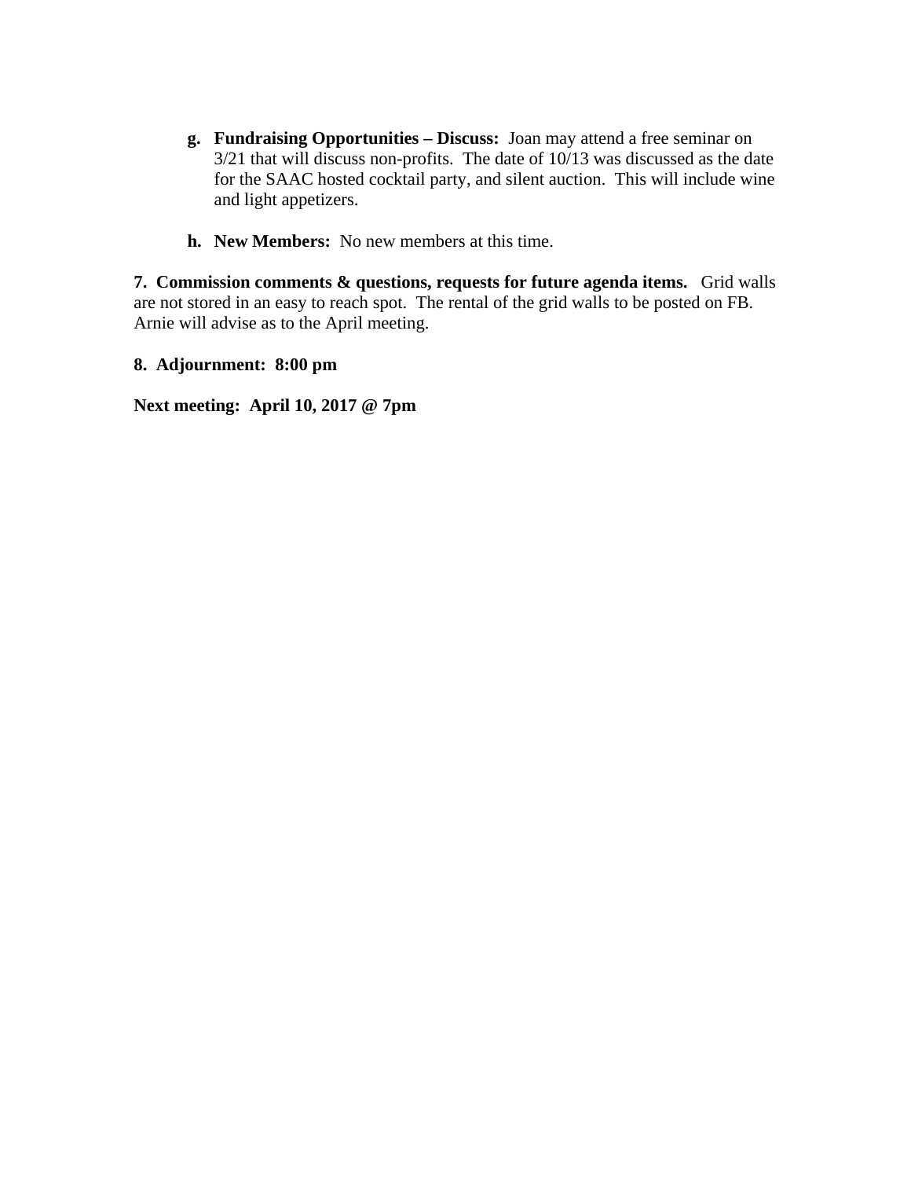g. **Fundraising Opportunities – Discuss:** Joan may attend a free seminar on 3/21 that will discuss non-profits. The date of 10/13 was discussed as the date for the SAAC hosted cocktail party, and silent auction. This will include wine and light appetizers.

h. **New Members:** No new members at this time.

**7. Commission comments & questions, requests for future agenda items.** Grid walls are not stored in an easy to reach spot. The rental of the grid walls to be posted on FB. Arnie will advise as to the April meeting.

**8. Adjournment: 8:00 pm**

**Next meeting: April 10, 2017 @ 7pm**